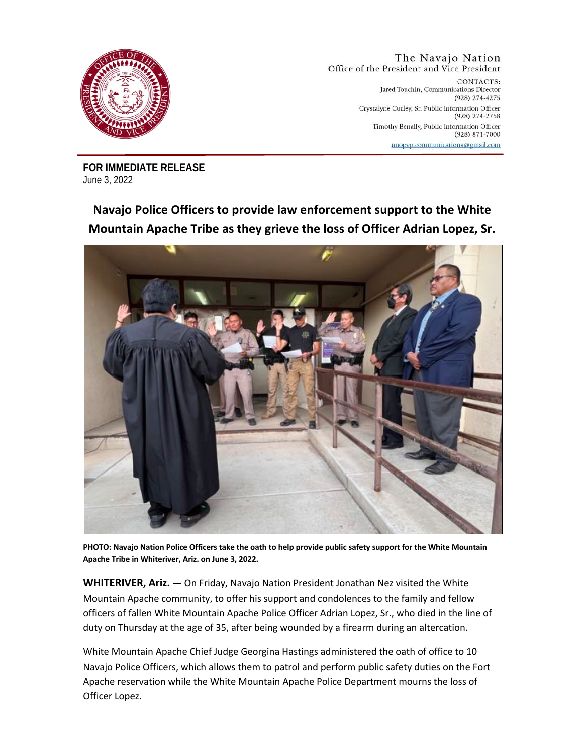The Navajo Nation
Office of the President and Vice President

CONTACTS:
Jared Touchin, Communications Director
(928) 274-4275
Crystalyne Curley, Sr. Public Information Officer
(928) 274-2758
Timothy Benally, Public Information Officer
(928) 871-7000
nnopvp.communications@gmail.com

**FOR IMMEDIATE RELEASE**
June 3, 2022

# Navajo Police Officers to provide law enforcement support to the White Mountain Apache Tribe as they grieve the loss of Officer Adrian Lopez, Sr.

**PHOTO: Navajo Nation Police Officers take the oath to help provide public safety support for the White Mountain Apache Tribe in Whiteriver, Ariz. on June 3, 2022.**

**WHITERIVER, Ariz. —** On Friday, Navajo Nation President Jonathan Nez visited the White Mountain Apache community, to offer his support and condolences to the family and fellow officers of fallen White Mountain Apache Police Officer Adrian Lopez, Sr., who died in the line of duty on Thursday at the age of 35, after being wounded by a firearm during an altercation.

White Mountain Apache Chief Judge Georgina Hastings administered the oath of office to 10 Navajo Police Officers, which allows them to patrol and perform public safety duties on the Fort Apache reservation while the White Mountain Apache Police Department mourns the loss of Officer Lopez.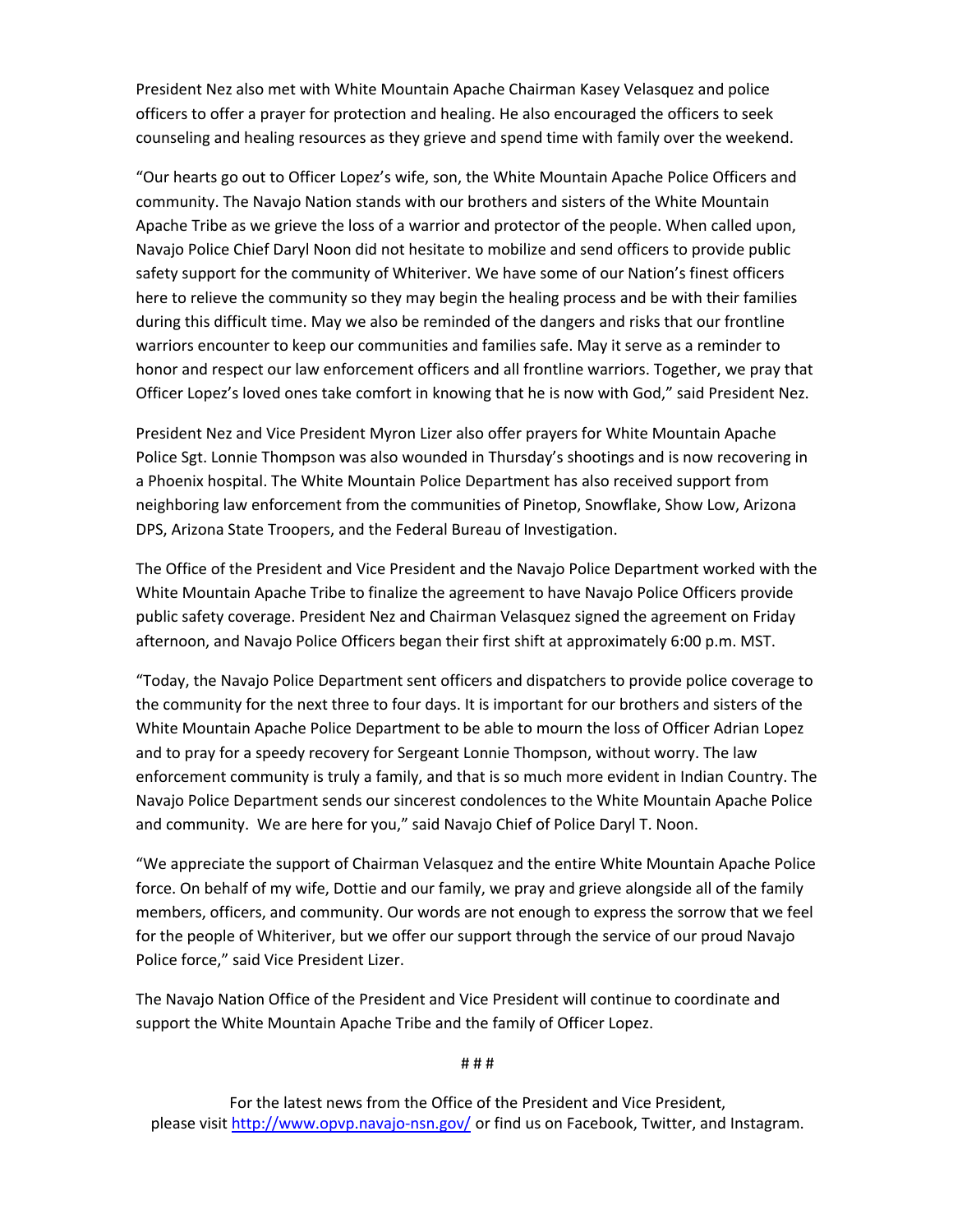President Nez also met with White Mountain Apache Chairman Kasey Velasquez and police officers to offer a prayer for protection and healing. He also encouraged the officers to seek counseling and healing resources as they grieve and spend time with family over the weekend.

"Our hearts go out to Officer Lopez's wife, son, the White Mountain Apache Police Officers and community. The Navajo Nation stands with our brothers and sisters of the White Mountain Apache Tribe as we grieve the loss of a warrior and protector of the people. When called upon, Navajo Police Chief Daryl Noon did not hesitate to mobilize and send officers to provide public safety support for the community of Whiteriver. We have some of our Nation's finest officers here to relieve the community so they may begin the healing process and be with their families during this difficult time. May we also be reminded of the dangers and risks that our frontline warriors encounter to keep our communities and families safe. May it serve as a reminder to honor and respect our law enforcement officers and all frontline warriors. Together, we pray that Officer Lopez's loved ones take comfort in knowing that he is now with God," said President Nez.

President Nez and Vice President Myron Lizer also offer prayers for White Mountain Apache Police Sgt. Lonnie Thompson was also wounded in Thursday's shootings and is now recovering in a Phoenix hospital. The White Mountain Police Department has also received support from neighboring law enforcement from the communities of Pinetop, Snowflake, Show Low, Arizona DPS, Arizona State Troopers, and the Federal Bureau of Investigation.

The Office of the President and Vice President and the Navajo Police Department worked with the White Mountain Apache Tribe to finalize the agreement to have Navajo Police Officers provide public safety coverage. President Nez and Chairman Velasquez signed the agreement on Friday afternoon, and Navajo Police Officers began their first shift at approximately 6:00 p.m. MST.

"Today, the Navajo Police Department sent officers and dispatchers to provide police coverage to the community for the next three to four days. It is important for our brothers and sisters of the White Mountain Apache Police Department to be able to mourn the loss of Officer Adrian Lopez and to pray for a speedy recovery for Sergeant Lonnie Thompson, without worry. The law enforcement community is truly a family, and that is so much more evident in Indian Country. The Navajo Police Department sends our sincerest condolences to the White Mountain Apache Police and community. We are here for you," said Navajo Chief of Police Daryl T. Noon.

"We appreciate the support of Chairman Velasquez and the entire White Mountain Apache Police force. On behalf of my wife, Dottie and our family, we pray and grieve alongside all of the family members, officers, and community. Our words are not enough to express the sorrow that we feel for the people of Whiteriver, but we offer our support through the service of our proud Navajo Police force," said Vice President Lizer.

The Navajo Nation Office of the President and Vice President will continue to coordinate and support the White Mountain Apache Tribe and the family of Officer Lopez.

# # #

For the latest news from the Office of the President and Vice President, please visit http://www.opvp.navajo-nsn.gov/ or find us on Facebook, Twitter, and Instagram.